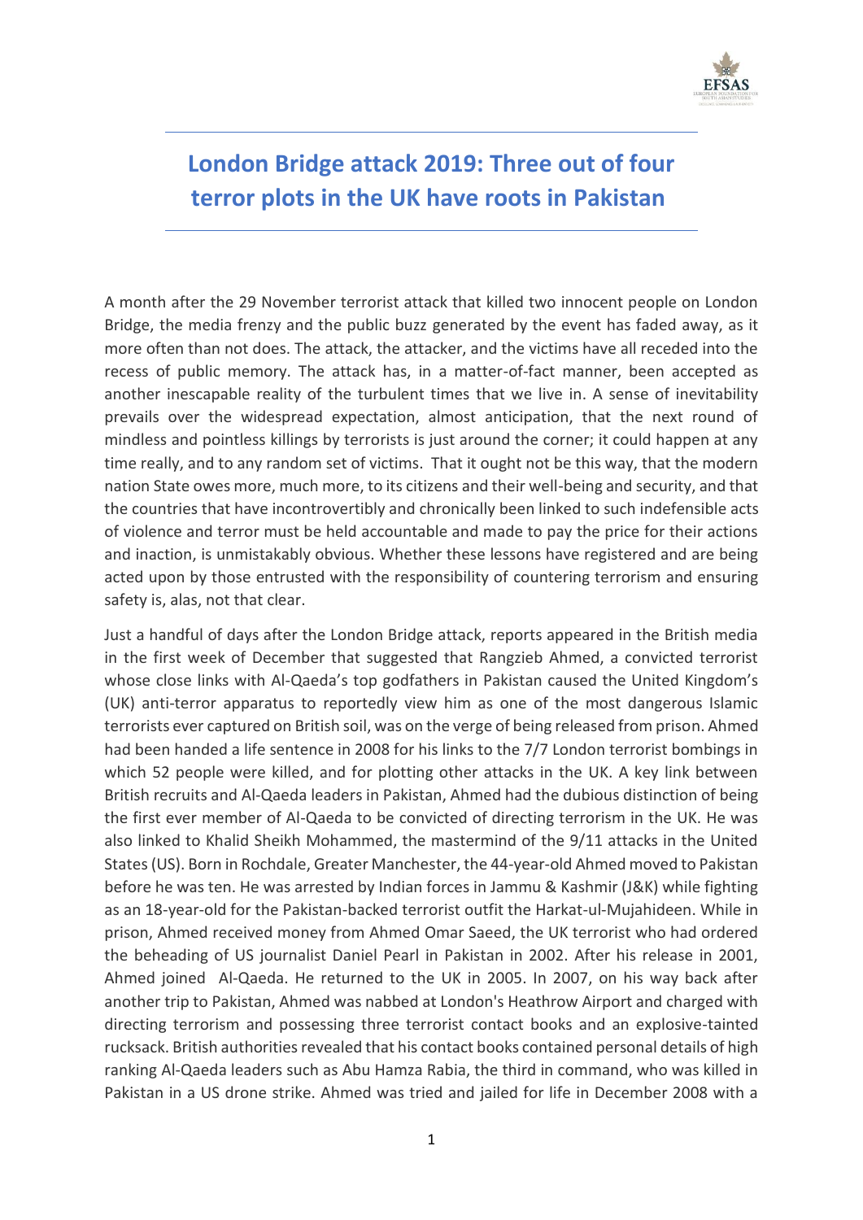# London Bridge attack 2019: Three out of four terror plots in the UK have roots in Pakistan

A month after the 29 November terrorist attack that killed two innocent people on London Bridge, the media frenzy and the public buzz generated by the event has faded away, as it more often than not does. The attack, the attacker, and the victims have all receded into the recess of public memory. The attack has, in a matter-of-fact manner, been accepted as another inescapable reality of the turbulent times that we live in. A sense of inevitability prevails over the widespread expectation, almost anticipation, that the next round of mindless and pointless killings by terrorists is just around the corner; it could happen at any time really, and to any random set of victims. That it ought not be this way, that the modern nation State owes more, much more, to its citizens and their well-being and security, and that the countries that have incontrovertibly and chronically been linked to such indefensible acts of violence and terror must be held accountable and made to pay the price for their actions and inaction, is unmistakably obvious. Whether these lessons have registered and are being acted upon by those entrusted with the responsibility of countering terrorism and ensuring safety is, alas, not that clear.

Just a handful of days after the London Bridge attack, reports appeared in the British media in the first week of December that suggested that Rangzieb Ahmed, a convicted terrorist whose close links with Al-Qaeda's top godfathers in Pakistan caused the United Kingdom's (UK) anti-terror apparatus to reportedly view him as one of the most dangerous Islamic terrorists ever captured on British soil, was on the verge of being released from prison. Ahmed had been handed a life sentence in 2008 for his links to the 7/7 London terrorist bombings in which 52 people were killed, and for plotting other attacks in the UK. A key link between British recruits and Al-Qaeda leaders in Pakistan, Ahmed had the dubious distinction of being the first ever member of Al-Qaeda to be convicted of directing terrorism in the UK. He was also linked to Khalid Sheikh Mohammed, the mastermind of the 9/11 attacks in the United States (US). Born in Rochdale, Greater Manchester, the 44-year-old Ahmed moved to Pakistan before he was ten. He was arrested by Indian forces in Jammu & Kashmir (J&K) while fighting as an 18-year-old for the Pakistan-backed terrorist outfit the Harkat-ul-Mujahideen. While in prison, Ahmed received money from Ahmed Omar Saeed, the UK terrorist who had ordered the beheading of US journalist Daniel Pearl in Pakistan in 2002. After his release in 2001, Ahmed joined Al-Qaeda. He returned to the UK in 2005. In 2007, on his way back after another trip to Pakistan, Ahmed was nabbed at London's Heathrow Airport and charged with directing terrorism and possessing three terrorist contact books and an explosive-tainted rucksack. British authorities revealed that his contact books contained personal details of high ranking Al-Qaeda leaders such as Abu Hamza Rabia, the third in command, who was killed in Pakistan in a US drone strike. Ahmed was tried and jailed for life in December 2008 with a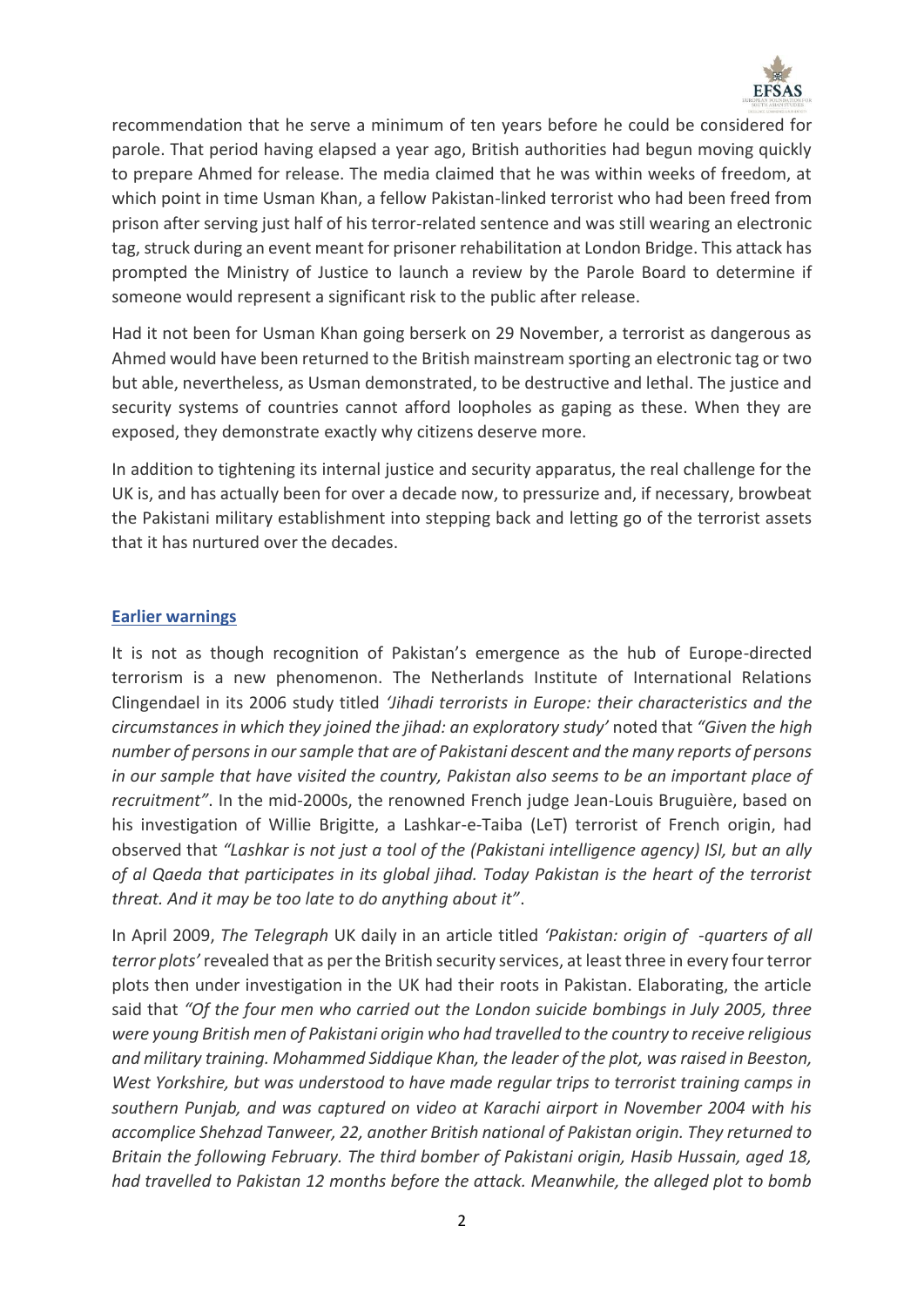recommendation that he serve a minimum of ten years before he could be considered for parole. That period having elapsed a year ago, British authorities had begun moving quickly to prepare Ahmed for release. The media claimed that he was within weeks of freedom, at which point in time Usman Khan, a fellow Pakistan-linked terrorist who had been freed from prison after serving just half of his terror-related sentence and was still wearing an electronic tag, struck during an event meant for prisoner rehabilitation at London Bridge. This attack has prompted the Ministry of Justice to launch a review by the Parole Board to determine if someone would represent a significant risk to the public after release.

Had it not been for Usman Khan going berserk on 29 November, a terrorist as dangerous as Ahmed would have been returned to the British mainstream sporting an electronic tag or two but able, nevertheless, as Usman demonstrated, to be destructive and lethal. The justice and security systems of countries cannot afford loopholes as gaping as these. When they are exposed, they demonstrate exactly why citizens deserve more.

In addition to tightening its internal justice and security apparatus, the real challenge for the UK is, and has actually been for over a decade now, to pressurize and, if necessary, browbeat the Pakistani military establishment into stepping back and letting go of the terrorist assets that it has nurtured over the decades.

## Earlier warnings

It is not as though recognition of Pakistan's emergence as the hub of Europe-directed terrorism is a new phenomenon. The Netherlands Institute of International Relations Clingendael in its 2006 study titled *'Jihadi terrorists in Europe: their characteristics and the circumstances in which they joined the jihad: an exploratory study'* noted that *"Given the high number of persons in our sample that are of Pakistani descent and the many reports of persons in our sample that have visited the country, Pakistan also seems to be an important place of recruitment"*. In the mid-2000s, the renowned French judge Jean-Louis Bruguière, based on his investigation of Willie Brigitte, a Lashkar-e-Taiba (LeT) terrorist of French origin, had observed that *"Lashkar is not just a tool of the (Pakistani intelligence agency) ISI, but an ally of al Qaeda that participates in its global jihad. Today Pakistan is the heart of the terrorist threat. And it may be too late to do anything about it"*.

In April 2009, *The Telegraph* UK daily in an article titled *'Pakistan: origin of -quarters of all terror plots'* revealed that as per the British security services, at least three in every four terror plots then under investigation in the UK had their roots in Pakistan. Elaborating, the article said that *"Of the four men who carried out the London suicide bombings in July 2005, three were young British men of Pakistani origin who had travelled to the country to receive religious and military training. Mohammed Siddique Khan, the leader of the plot, was raised in Beeston, West Yorkshire, but was understood to have made regular trips to terrorist training camps in southern Punjab, and was captured on video at Karachi airport in November 2004 with his accomplice Shehzad Tanweer, 22, another British national of Pakistan origin. They returned to Britain the following February. The third bomber of Pakistani origin, Hasib Hussain, aged 18, had travelled to Pakistan 12 months before the attack. Meanwhile, the alleged plot to bomb*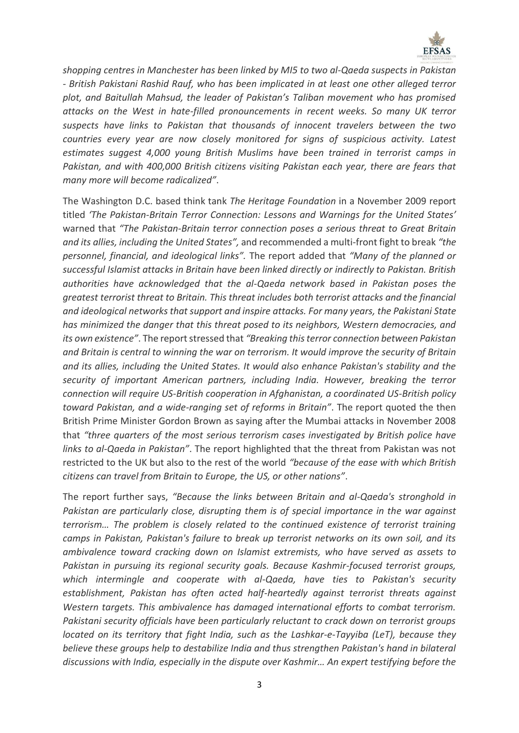*shopping centres in Manchester has been linked by MI5 to two al-Qaeda suspects in Pakistan - British Pakistani Rashid Rauf, who has been implicated in at least one other alleged terror plot, and Baitullah Mahsud, the leader of Pakistan's Taliban movement who has promised attacks on the West in hate-filled pronouncements in recent weeks. So many UK terror suspects have links to Pakistan that thousands of innocent travelers between the two countries every year are now closely monitored for signs of suspicious activity. Latest estimates suggest 4,000 young British Muslims have been trained in terrorist camps in Pakistan, and with 400,000 British citizens visiting Pakistan each year, there are fears that many more will become radicalized"*.

The Washington D.C. based think tank *The Heritage Foundation* in a November 2009 report titled *'The Pakistan-Britain Terror Connection: Lessons and Warnings for the United States'* warned that *"The Pakistan-Britain terror connection poses a serious threat to Great Britain and its allies, including the United States"*, and recommended a multi-front fight to break *"the personnel, financial, and ideological links"*. The report added that *"Many of the planned or successful Islamist attacks in Britain have been linked directly or indirectly to Pakistan. British authorities have acknowledged that the al-Qaeda network based in Pakistan poses the greatest terrorist threat to Britain. This threat includes both terrorist attacks and the financial and ideological networks that support and inspire attacks. For many years, the Pakistani State has minimized the danger that this threat posed to its neighbors, Western democracies, and its own existence"*. The report stressed that *"Breaking this terror connection between Pakistan and Britain is central to winning the war on terrorism. It would improve the security of Britain and its allies, including the United States. It would also enhance Pakistan's stability and the security of important American partners, including India. However, breaking the terror connection will require US-British cooperation in Afghanistan, a coordinated US-British policy toward Pakistan, and a wide-ranging set of reforms in Britain"*. The report quoted the then British Prime Minister Gordon Brown as saying after the Mumbai attacks in November 2008 that *"three quarters of the most serious terrorism cases investigated by British police have links to al-Qaeda in Pakistan"*. The report highlighted that the threat from Pakistan was not restricted to the UK but also to the rest of the world *"because of the ease with which British citizens can travel from Britain to Europe, the US, or other nations"*.

The report further says, *"Because the links between Britain and al-Qaeda's stronghold in Pakistan are particularly close, disrupting them is of special importance in the war against terrorism… The problem is closely related to the continued existence of terrorist training camps in Pakistan, Pakistan's failure to break up terrorist networks on its own soil, and its ambivalence toward cracking down on Islamist extremists, who have served as assets to Pakistan in pursuing its regional security goals. Because Kashmir-focused terrorist groups, which intermingle and cooperate with al-Qaeda, have ties to Pakistan's security establishment, Pakistan has often acted half-heartedly against terrorist threats against Western targets. This ambivalence has damaged international efforts to combat terrorism. Pakistani security officials have been particularly reluctant to crack down on terrorist groups located on its territory that fight India, such as the Lashkar-e-Tayyiba (LeT), because they believe these groups help to destabilize India and thus strengthen Pakistan's hand in bilateral discussions with India, especially in the dispute over Kashmir… An expert testifying before the*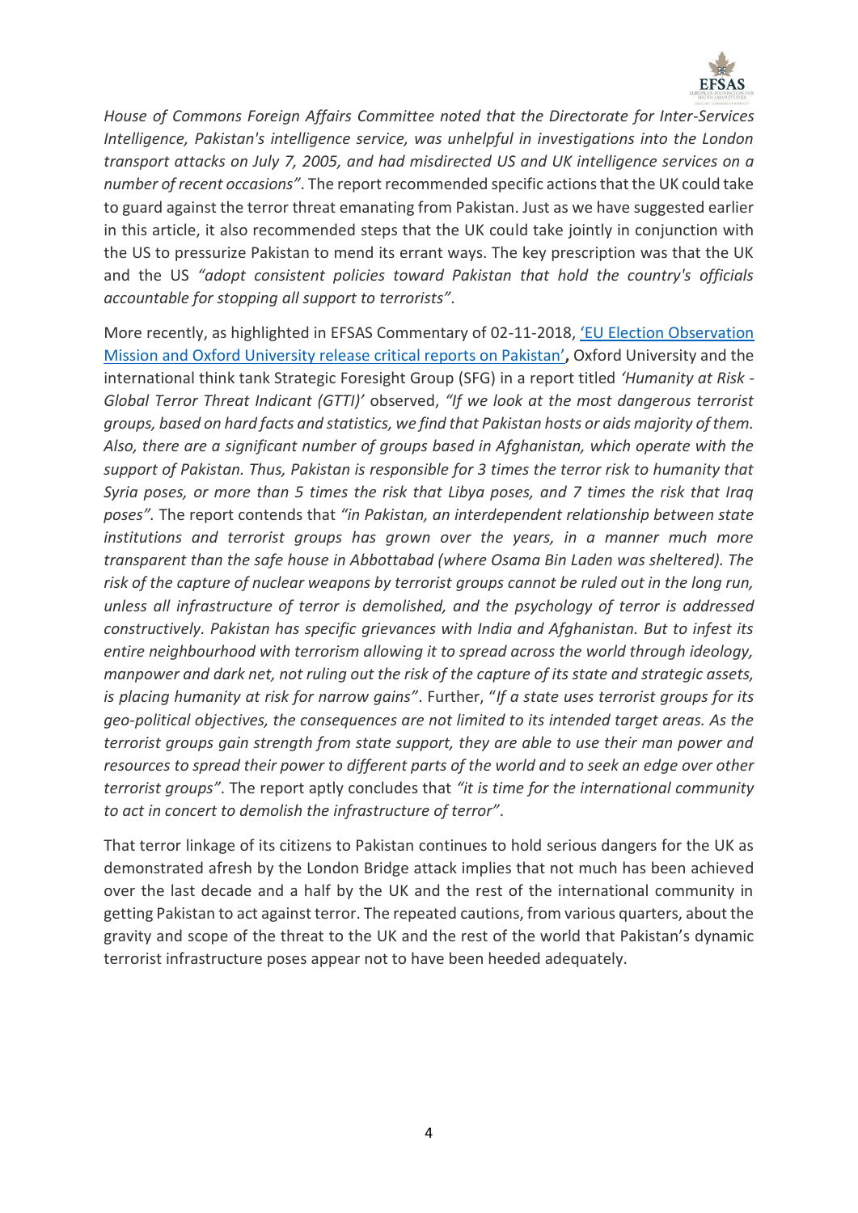*House of Commons Foreign Affairs Committee noted that the Directorate for Inter-Services Intelligence, Pakistan's intelligence service, was unhelpful in investigations into the London transport attacks on July 7, 2005, and had misdirected US and UK intelligence services on a number of recent occasions"*. The report recommended specific actions that the UK could take to guard against the terror threat emanating from Pakistan. Just as we have suggested earlier in this article, it also recommended steps that the UK could take jointly in conjunction with the US to pressurize Pakistan to mend its errant ways. The key prescription was that the UK and the US *"adopt consistent policies toward Pakistan that hold the country's officials accountable for stopping all support to terrorists"*.

More recently, as highlighted in EFSAS Commentary of 02-11-2018, 'EU Election Observation Mission and Oxford University release critical reports on Pakistan', Oxford University and the international think tank Strategic Foresight Group (SFG) in a report titled *'Humanity at Risk - Global Terror Threat Indicant (GTTI)'* observed, *"If we look at the most dangerous terrorist groups, based on hard facts and statistics, we find that Pakistan hosts or aids majority of them. Also, there are a significant number of groups based in Afghanistan, which operate with the support of Pakistan. Thus, Pakistan is responsible for 3 times the terror risk to humanity that Syria poses, or more than 5 times the risk that Libya poses, and 7 times the risk that Iraq poses".* The report contends that *"in Pakistan, an interdependent relationship between state institutions and terrorist groups has grown over the years, in a manner much more transparent than the safe house in Abbottabad (where Osama Bin Laden was sheltered). The risk of the capture of nuclear weapons by terrorist groups cannot be ruled out in the long run, unless all infrastructure of terror is demolished, and the psychology of terror is addressed constructively. Pakistan has specific grievances with India and Afghanistan. But to infest its entire neighbourhood with terrorism allowing it to spread across the world through ideology, manpower and dark net, not ruling out the risk of the capture of its state and strategic assets, is placing humanity at risk for narrow gains"*. Further, "*If a state uses terrorist groups for its geo-political objectives, the consequences are not limited to its intended target areas. As the terrorist groups gain strength from state support, they are able to use their man power and resources to spread their power to different parts of the world and to seek an edge over other terrorist groups"*. The report aptly concludes that *"it is time for the international community to act in concert to demolish the infrastructure of terror"*.

That terror linkage of its citizens to Pakistan continues to hold serious dangers for the UK as demonstrated afresh by the London Bridge attack implies that not much has been achieved over the last decade and a half by the UK and the rest of the international community in getting Pakistan to act against terror. The repeated cautions, from various quarters, about the gravity and scope of the threat to the UK and the rest of the world that Pakistan's dynamic terrorist infrastructure poses appear not to have been heeded adequately.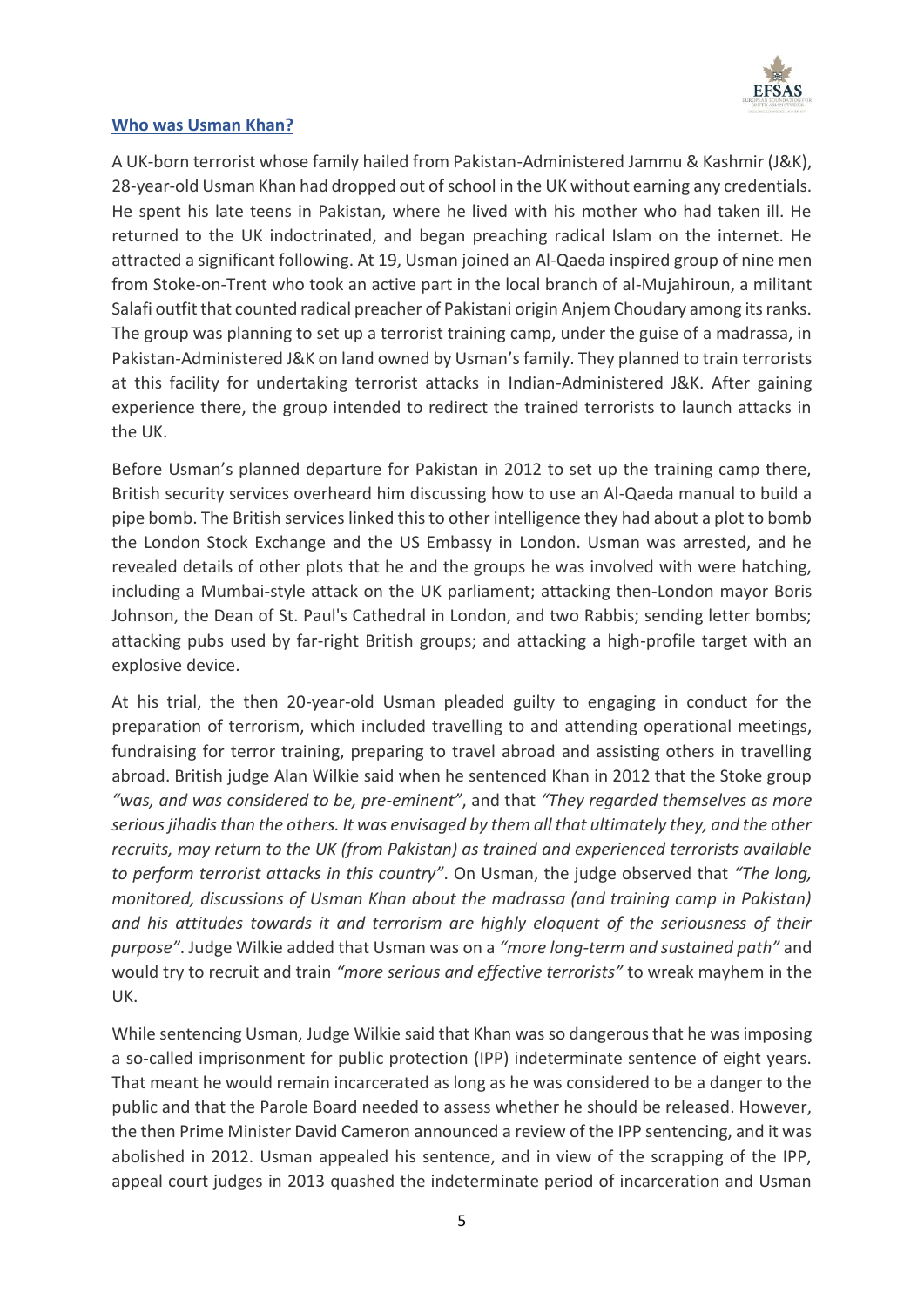## Who was Usman Khan?

A UK-born terrorist whose family hailed from Pakistan-Administered Jammu & Kashmir (J&K), 28-year-old Usman Khan had dropped out of school in the UK without earning any credentials. He spent his late teens in Pakistan, where he lived with his mother who had taken ill. He returned to the UK indoctrinated, and began preaching radical Islam on the internet. He attracted a significant following. At 19, Usman joined an Al-Qaeda inspired group of nine men from Stoke-on-Trent who took an active part in the local branch of al-Mujahiroun, a militant Salafi outfit that counted radical preacher of Pakistani origin Anjem Choudary among its ranks. The group was planning to set up a terrorist training camp, under the guise of a madrassa, in Pakistan-Administered J&K on land owned by Usman's family. They planned to train terrorists at this facility for undertaking terrorist attacks in Indian-Administered J&K. After gaining experience there, the group intended to redirect the trained terrorists to launch attacks in the UK.

Before Usman's planned departure for Pakistan in 2012 to set up the training camp there, British security services overheard him discussing how to use an Al-Qaeda manual to build a pipe bomb. The British services linked this to other intelligence they had about a plot to bomb the London Stock Exchange and the US Embassy in London. Usman was arrested, and he revealed details of other plots that he and the groups he was involved with were hatching, including a Mumbai-style attack on the UK parliament; attacking then-London mayor Boris Johnson, the Dean of St. Paul's Cathedral in London, and two Rabbis; sending letter bombs; attacking pubs used by far-right British groups; and attacking a high-profile target with an explosive device.

At his trial, the then 20-year-old Usman pleaded guilty to engaging in conduct for the preparation of terrorism, which included travelling to and attending operational meetings, fundraising for terror training, preparing to travel abroad and assisting others in travelling abroad. British judge Alan Wilkie said when he sentenced Khan in 2012 that the Stoke group *"was, and was considered to be, pre-eminent"*, and that *"They regarded themselves as more serious jihadis than the others. It was envisaged by them all that ultimately they, and the other recruits, may return to the UK (from Pakistan) as trained and experienced terrorists available to perform terrorist attacks in this country"*. On Usman, the judge observed that *"The long, monitored, discussions of Usman Khan about the madrassa (and training camp in Pakistan) and his attitudes towards it and terrorism are highly eloquent of the seriousness of their purpose"*. Judge Wilkie added that Usman was on a *"more long-term and sustained path"* and would try to recruit and train *"more serious and effective terrorists"* to wreak mayhem in the UK.

While sentencing Usman, Judge Wilkie said that Khan was so dangerous that he was imposing a so-called imprisonment for public protection (IPP) indeterminate sentence of eight years. That meant he would remain incarcerated as long as he was considered to be a danger to the public and that the Parole Board needed to assess whether he should be released. However, the then Prime Minister David Cameron announced a review of the IPP sentencing, and it was abolished in 2012. Usman appealed his sentence, and in view of the scrapping of the IPP, appeal court judges in 2013 quashed the indeterminate period of incarceration and Usman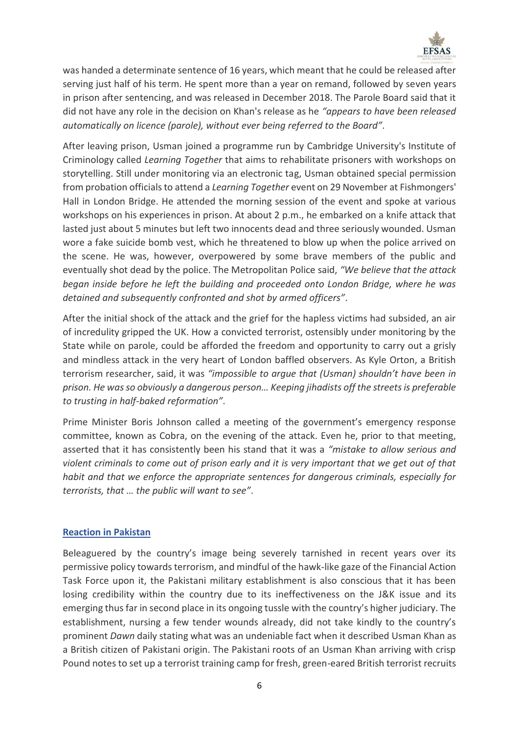was handed a determinate sentence of 16 years, which meant that he could be released after serving just half of his term. He spent more than a year on remand, followed by seven years in prison after sentencing, and was released in December 2018. The Parole Board said that it did not have any role in the decision on Khan's release as he *"appears to have been released automatically on licence (parole), without ever being referred to the Board"*.

After leaving prison, Usman joined a programme run by Cambridge University's Institute of Criminology called *Learning Together* that aims to rehabilitate prisoners with workshops on storytelling. Still under monitoring via an electronic tag, Usman obtained special permission from probation officials to attend a *Learning Together* event on 29 November at Fishmongers' Hall in London Bridge. He attended the morning session of the event and spoke at various workshops on his experiences in prison. At about 2 p.m., he embarked on a knife attack that lasted just about 5 minutes but left two innocents dead and three seriously wounded. Usman wore a fake suicide bomb vest, which he threatened to blow up when the police arrived on the scene. He was, however, overpowered by some brave members of the public and eventually shot dead by the police. The Metropolitan Police said, *"We believe that the attack began inside before he left the building and proceeded onto London Bridge, where he was detained and subsequently confronted and shot by armed officers"*.

After the initial shock of the attack and the grief for the hapless victims had subsided, an air of incredulity gripped the UK. How a convicted terrorist, ostensibly under monitoring by the State while on parole, could be afforded the freedom and opportunity to carry out a grisly and mindless attack in the very heart of London baffled observers. As Kyle Orton, a British terrorism researcher, said, it was *"impossible to argue that (Usman) shouldn't have been in prison. He was so obviously a dangerous person… Keeping jihadists off the streets is preferable to trusting in half-baked reformation"*.

Prime Minister Boris Johnson called a meeting of the government's emergency response committee, known as Cobra, on the evening of the attack. Even he, prior to that meeting, asserted that it has consistently been his stand that it was a *"mistake to allow serious and violent criminals to come out of prison early and it is very important that we get out of that habit and that we enforce the appropriate sentences for dangerous criminals, especially for terrorists, that … the public will want to see"*.

## Reaction in Pakistan

Beleaguered by the country's image being severely tarnished in recent years over its permissive policy towards terrorism, and mindful of the hawk-like gaze of the Financial Action Task Force upon it, the Pakistani military establishment is also conscious that it has been losing credibility within the country due to its ineffectiveness on the J&K issue and its emerging thus far in second place in its ongoing tussle with the country's higher judiciary. The establishment, nursing a few tender wounds already, did not take kindly to the country's prominent *Dawn* daily stating what was an undeniable fact when it described Usman Khan as a British citizen of Pakistani origin. The Pakistani roots of an Usman Khan arriving with crisp Pound notes to set up a terrorist training camp for fresh, green-eared British terrorist recruits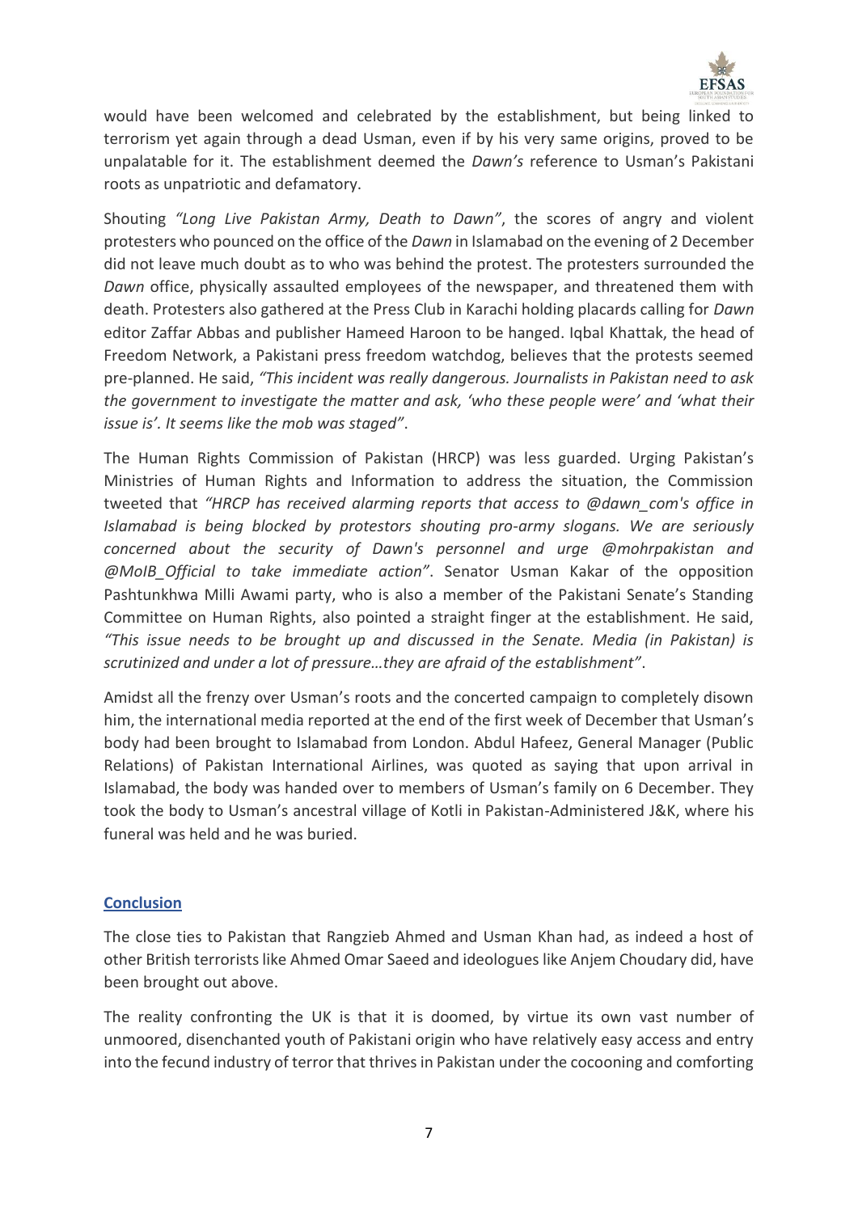would have been welcomed and celebrated by the establishment, but being linked to terrorism yet again through a dead Usman, even if by his very same origins, proved to be unpalatable for it. The establishment deemed the *Dawn's* reference to Usman's Pakistani roots as unpatriotic and defamatory.

Shouting *"Long Live Pakistan Army, Death to Dawn"*, the scores of angry and violent protesters who pounced on the office of the *Dawn* in Islamabad on the evening of 2 December did not leave much doubt as to who was behind the protest. The protesters surrounded the *Dawn* office, physically assaulted employees of the newspaper, and threatened them with death. Protesters also gathered at the Press Club in Karachi holding placards calling for *Dawn* editor Zaffar Abbas and publisher Hameed Haroon to be hanged. Iqbal Khattak, the head of Freedom Network, a Pakistani press freedom watchdog, believes that the protests seemed pre-planned. He said, *"This incident was really dangerous. Journalists in Pakistan need to ask the government to investigate the matter and ask, 'who these people were' and 'what their issue is'. It seems like the mob was staged"*.

The Human Rights Commission of Pakistan (HRCP) was less guarded. Urging Pakistan's Ministries of Human Rights and Information to address the situation, the Commission tweeted that *"HRCP has received alarming reports that access to @dawn_com's office in Islamabad is being blocked by protestors shouting pro-army slogans. We are seriously concerned about the security of Dawn's personnel and urge @mohrpakistan and @MoIB_Official to take immediate action"*. Senator Usman Kakar of the opposition Pashtunkhwa Milli Awami party, who is also a member of the Pakistani Senate's Standing Committee on Human Rights, also pointed a straight finger at the establishment. He said, *"This issue needs to be brought up and discussed in the Senate. Media (in Pakistan) is scrutinized and under a lot of pressure…they are afraid of the establishment"*.

Amidst all the frenzy over Usman's roots and the concerted campaign to completely disown him, the international media reported at the end of the first week of December that Usman's body had been brought to Islamabad from London. Abdul Hafeez, General Manager (Public Relations) of Pakistan International Airlines, was quoted as saying that upon arrival in Islamabad, the body was handed over to members of Usman's family on 6 December. They took the body to Usman's ancestral village of Kotli in Pakistan-Administered J&K, where his funeral was held and he was buried.

## Conclusion

The close ties to Pakistan that Rangzieb Ahmed and Usman Khan had, as indeed a host of other British terrorists like Ahmed Omar Saeed and ideologues like Anjem Choudary did, have been brought out above.

The reality confronting the UK is that it is doomed, by virtue its own vast number of unmoored, disenchanted youth of Pakistani origin who have relatively easy access and entry into the fecund industry of terror that thrives in Pakistan under the cocooning and comforting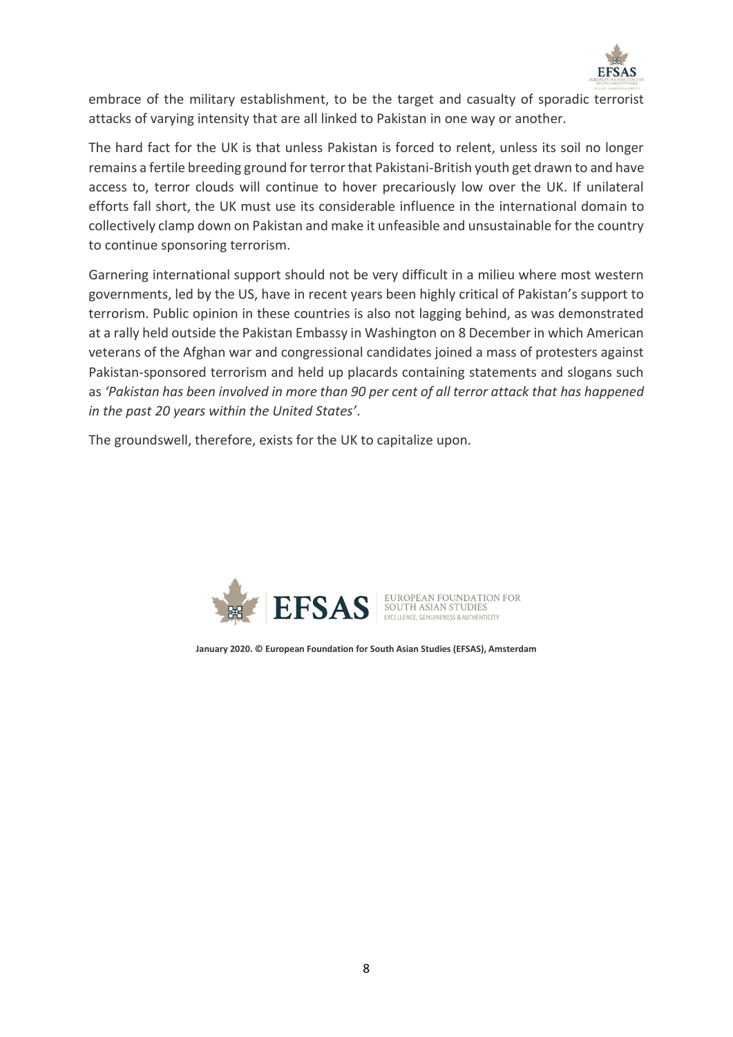embrace of the military establishment, to be the target and casualty of sporadic terrorist attacks of varying intensity that are all linked to Pakistan in one way or another.

The hard fact for the UK is that unless Pakistan is forced to relent, unless its soil no longer remains a fertile breeding ground for terror that Pakistani-British youth get drawn to and have access to, terror clouds will continue to hover precariously low over the UK. If unilateral efforts fall short, the UK must use its considerable influence in the international domain to collectively clamp down on Pakistan and make it unfeasible and unsustainable for the country to continue sponsoring terrorism.

Garnering international support should not be very difficult in a milieu where most western governments, led by the US, have in recent years been highly critical of Pakistan's support to terrorism. Public opinion in these countries is also not lagging behind, as was demonstrated at a rally held outside the Pakistan Embassy in Washington on 8 December in which American veterans of the Afghan war and congressional candidates joined a mass of protesters against Pakistan-sponsored terrorism and held up placards containing statements and slogans such as *'Pakistan has been involved in more than 90 per cent of all terror attack that has happened in the past 20 years within the United States'*.

The groundswell, therefore, exists for the UK to capitalize upon.

EFSAS | EUROPEAN FOUNDATION FOR SOUTH ASIAN STUDIES
EXCELLENCE, GENUINENESS & AUTHENTICITY

**January 2020. © European Foundation for South Asian Studies (EFSAS), Amsterdam**